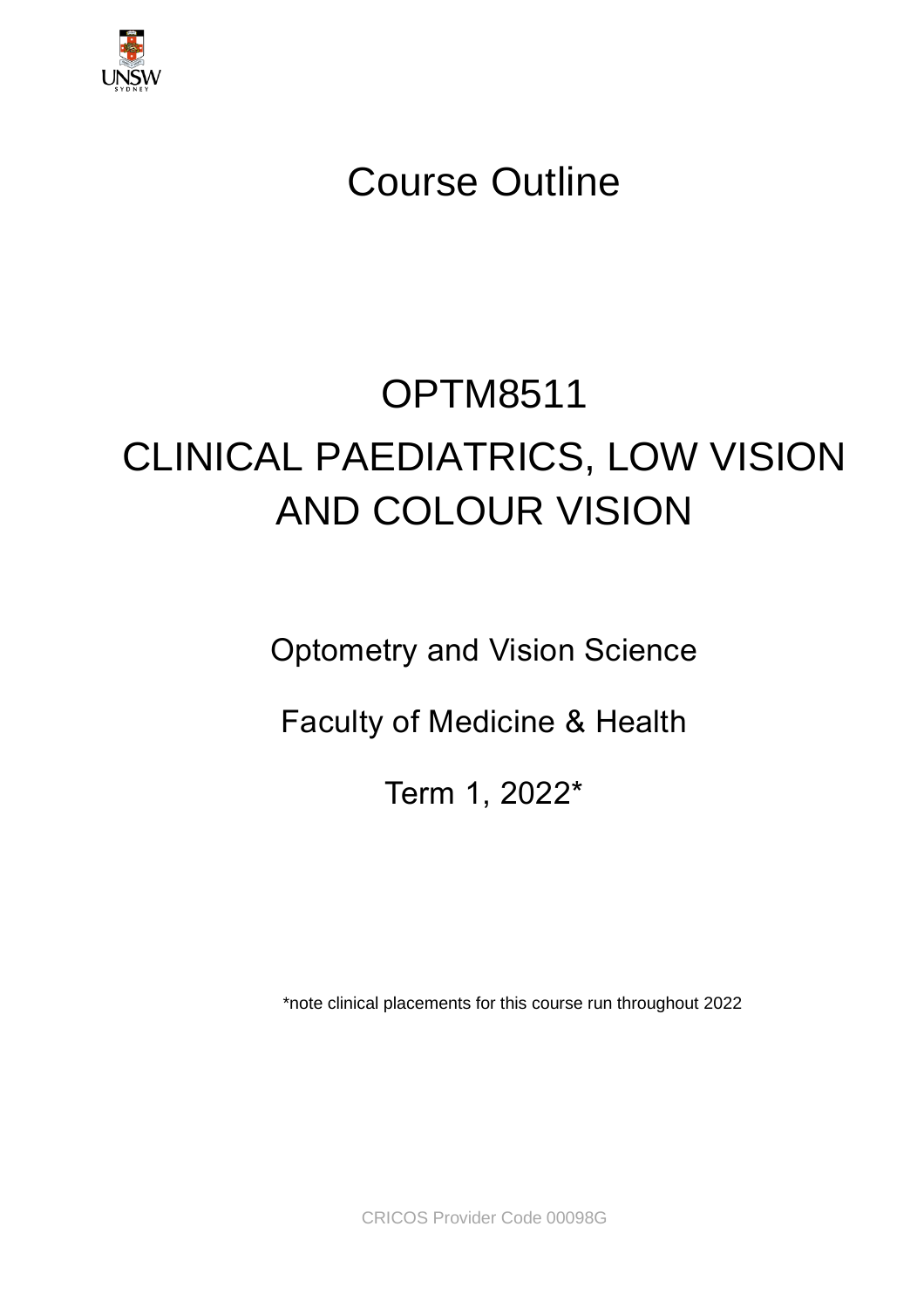# Course Outline

# OPTM8511

# CLINICAL PAEDIATRICS, LOW VISION AND COLOUR VISION

Optometry and Vision Science

Faculty of Medicine & Health

Term 1, 2022*

*note clinical placements for this course run throughout 2022

CRICOS Provider Code 00098G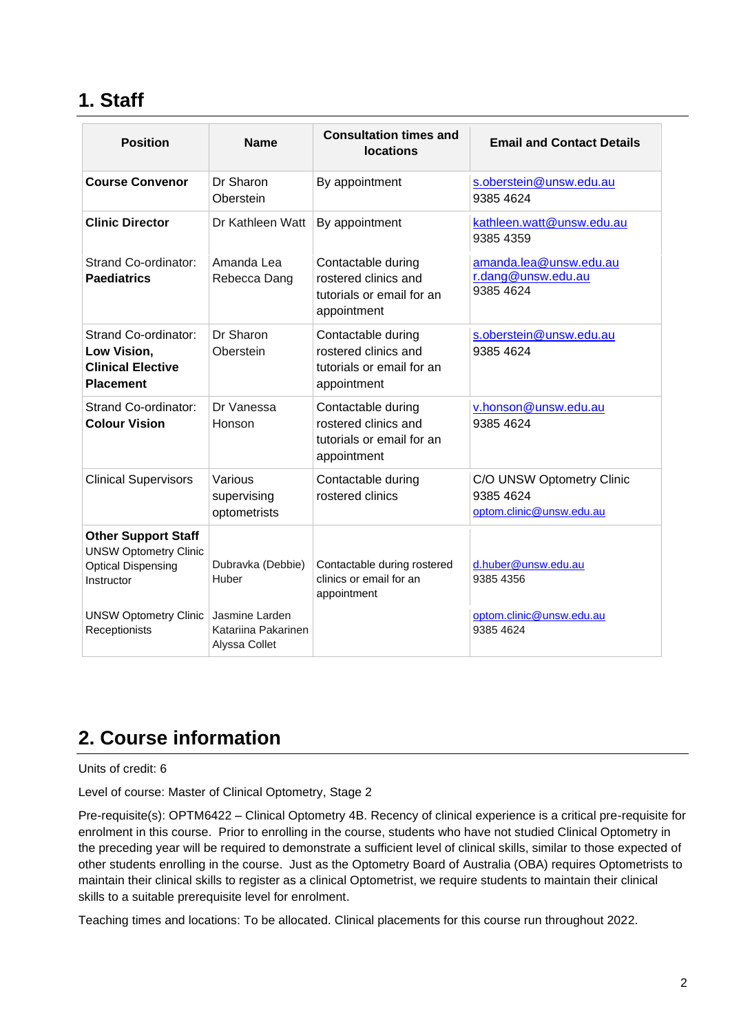# 1. Staff

| Position | Name | Consultation times and locations | Email and Contact Details |
|---|---|---|---|
| **Course Convenor** | Dr Sharon Oberstein | By appointment | s.oberstein@unsw.edu.au 9385 4624 |
| **Clinic Director** | Dr Kathleen Watt | By appointment | kathleen.watt@unsw.edu.au 9385 4359 |
| Strand Co-ordinator: **Paediatrics** | Amanda Lea Rebecca Dang | Contactable during rostered clinics and tutorials or email for an appointment | amanda.lea@unsw.edu.au r.dang@unsw.edu.au 9385 4624 |
| Strand Co-ordinator: **Low Vision, Clinical Elective Placement** | Dr Sharon Oberstein | Contactable during rostered clinics and tutorials or email for an appointment | s.oberstein@unsw.edu.au 9385 4624 |
| Strand Co-ordinator: **Colour Vision** | Dr Vanessa Honson | Contactable during rostered clinics and tutorials or email for an appointment | v.honson@unsw.edu.au 9385 4624 |
| Clinical Supervisors | Various supervising optometrists | Contactable during rostered clinics | C/O UNSW Optometry Clinic 9385 4624 optom.clinic@unsw.edu.au |
| **Other Support Staff** UNSW Optometry Clinic Optical Dispensing Instructor | Dubravka (Debbie) Huber | Contactable during rostered clinics or email for an appointment | d.huber@unsw.edu.au 9385 4356 |
| UNSW Optometry Clinic Receptionists | Jasmine Larden Katariina Pakarinen Alyssa Collet | | optom.clinic@unsw.edu.au 9385 4624 |

# 2. Course information

Units of credit: 6

Level of course: Master of Clinical Optometry, Stage 2

Pre-requisite(s): OPTM6422 – Clinical Optometry 4B. Recency of clinical experience is a critical pre-requisite for enrolment in this course. Prior to enrolling in the course, students who have not studied Clinical Optometry in the preceding year will be required to demonstrate a sufficient level of clinical skills, similar to those expected of other students enrolling in the course. Just as the Optometry Board of Australia (OBA) requires Optometrists to maintain their clinical skills to register as a clinical Optometrist, we require students to maintain their clinical skills to a suitable prerequisite level for enrolment.

Teaching times and locations: To be allocated. Clinical placements for this course run throughout 2022.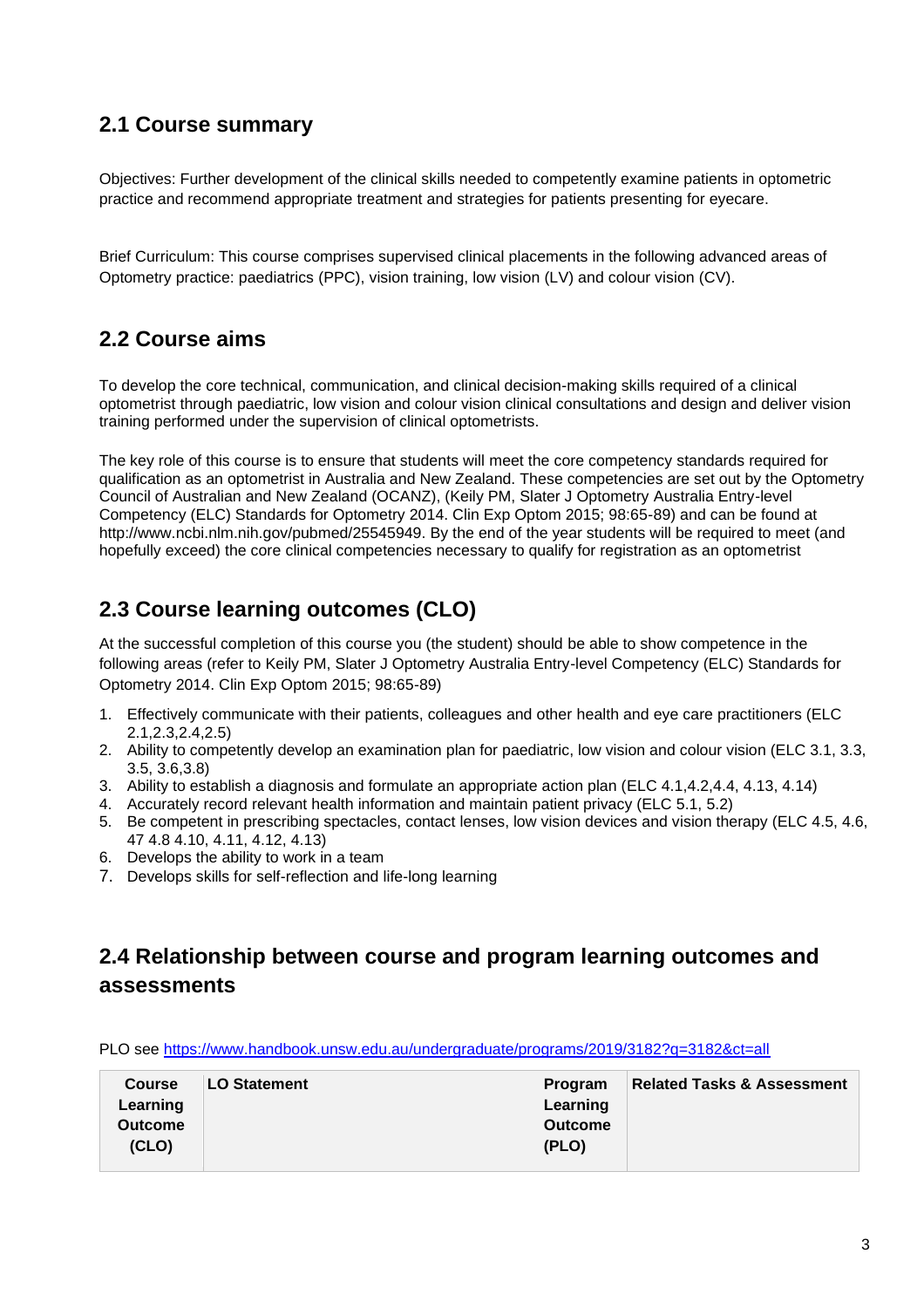## 2.1 Course summary

Objectives: Further development of the clinical skills needed to competently examine patients in optometric practice and recommend appropriate treatment and strategies for patients presenting for eyecare.

Brief Curriculum: This course comprises supervised clinical placements in the following advanced areas of Optometry practice: paediatrics (PPC), vision training, low vision (LV) and colour vision (CV).

## 2.2 Course aims

To develop the core technical, communication, and clinical decision-making skills required of a clinical optometrist through paediatric, low vision and colour vision clinical consultations and design and deliver vision training performed under the supervision of clinical optometrists.

The key role of this course is to ensure that students will meet the core competency standards required for qualification as an optometrist in Australia and New Zealand. These competencies are set out by the Optometry Council of Australian and New Zealand (OCANZ), (Keily PM, Slater J Optometry Australia Entry-level Competency (ELC) Standards for Optometry 2014. Clin Exp Optom 2015; 98:65-89) and can be found at http://www.ncbi.nlm.nih.gov/pubmed/25545949. By the end of the year students will be required to meet (and hopefully exceed) the core clinical competencies necessary to qualify for registration as an optometrist

## 2.3 Course learning outcomes (CLO)

At the successful completion of this course you (the student) should be able to show competence in the following areas (refer to Keily PM, Slater J Optometry Australia Entry-level Competency (ELC) Standards for Optometry 2014. Clin Exp Optom 2015; 98:65-89)

1. Effectively communicate with their patients, colleagues and other health and eye care practitioners (ELC 2.1,2.3,2.4,2.5)
2. Ability to competently develop an examination plan for paediatric, low vision and colour vision (ELC 3.1, 3.3, 3.5, 3.6,3.8)
3. Ability to establish a diagnosis and formulate an appropriate action plan (ELC 4.1,4.2,4.4, 4.13, 4.14)
4. Accurately record relevant health information and maintain patient privacy (ELC 5.1, 5.2)
5. Be competent in prescribing spectacles, contact lenses, low vision devices and vision therapy (ELC 4.5, 4.6, 47 4.8 4.10, 4.11, 4.12, 4.13)
6. Develops the ability to work in a team
7. Develops skills for self-reflection and life-long learning

## 2.4 Relationship between course and program learning outcomes and assessments

PLO see [https://www.handbook.unsw.edu.au/undergraduate/programs/2019/3182?q=3182&ct=all](https://www.handbook.unsw.edu.au/undergraduate/programs/2019/3182?q=3182&ct=all)

| Course Learning Outcome (CLO) | LO Statement | Program Learning Outcome (PLO) | Related Tasks & Assessment |
|---|---|---|---|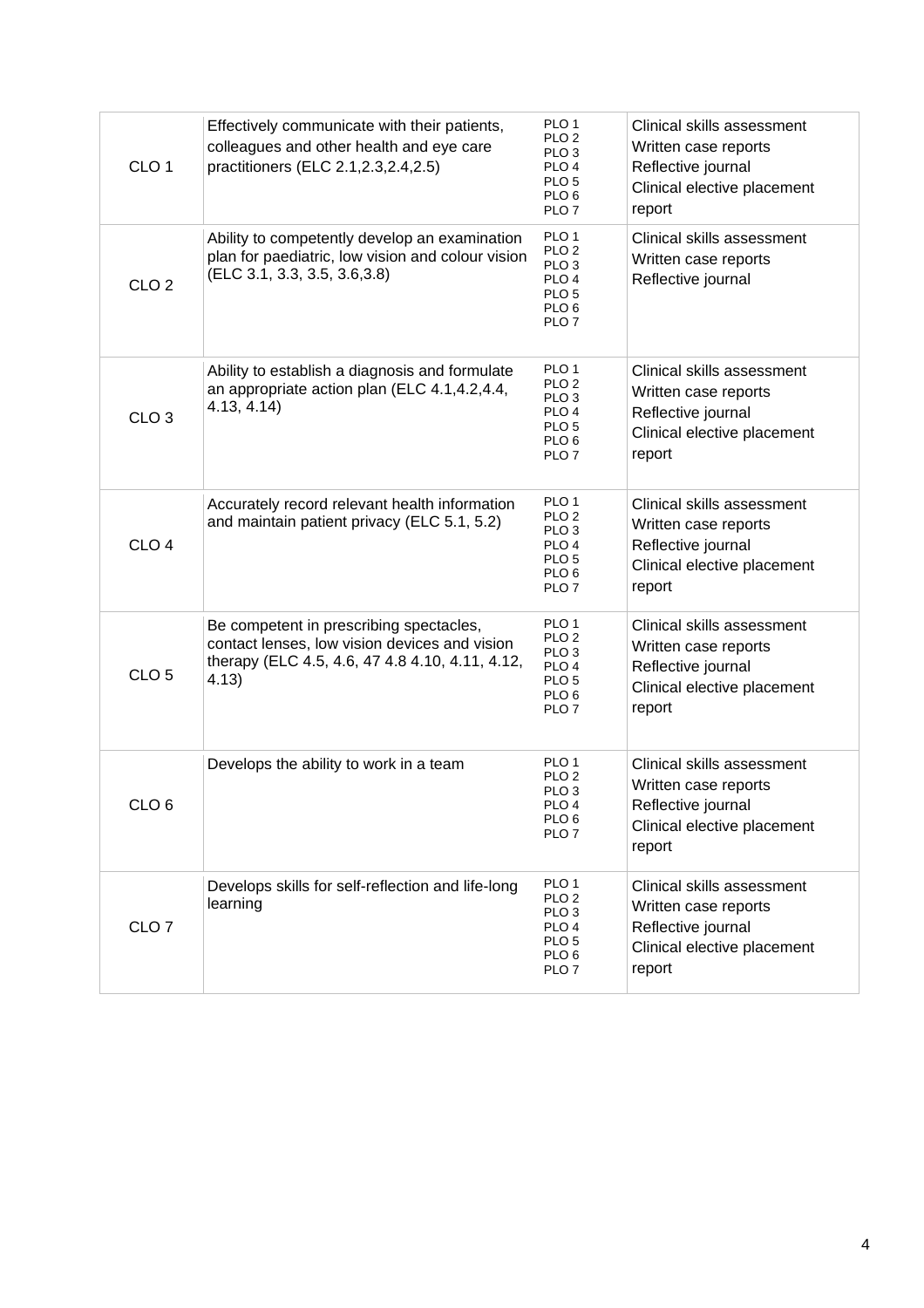| | | | |
|---|---|---|---|
| CLO 1 | Effectively communicate with their patients, colleagues and other health and eye care practitioners (ELC 2.1,2.3,2.4,2.5) | PLO 1<br>PLO 2<br>PLO 3<br>PLO 4<br>PLO 5<br>PLO 6<br>PLO 7 | Clinical skills assessment<br>Written case reports<br>Reflective journal<br>Clinical elective placement report |
| CLO 2 | Ability to competently develop an examination plan for paediatric, low vision and colour vision (ELC 3.1, 3.3, 3.5, 3.6,3.8) | PLO 1<br>PLO 2<br>PLO 3<br>PLO 4<br>PLO 5<br>PLO 6<br>PLO 7 | Clinical skills assessment<br>Written case reports<br>Reflective journal |
| CLO 3 | Ability to establish a diagnosis and formulate an appropriate action plan (ELC 4.1,4.2,4.4, 4.13, 4.14) | PLO 1<br>PLO 2<br>PLO 3<br>PLO 4<br>PLO 5<br>PLO 6<br>PLO 7 | Clinical skills assessment<br>Written case reports<br>Reflective journal<br>Clinical elective placement report |
| CLO 4 | Accurately record relevant health information and maintain patient privacy (ELC 5.1, 5.2) | PLO 1<br>PLO 2<br>PLO 3<br>PLO 4<br>PLO 5<br>PLO 6<br>PLO 7 | Clinical skills assessment<br>Written case reports<br>Reflective journal<br>Clinical elective placement report |
| CLO 5 | Be competent in prescribing spectacles, contact lenses, low vision devices and vision therapy (ELC 4.5, 4.6, 47 4.8 4.10, 4.11, 4.12, 4.13) | PLO 1<br>PLO 2<br>PLO 3<br>PLO 4<br>PLO 5<br>PLO 6<br>PLO 7 | Clinical skills assessment<br>Written case reports<br>Reflective journal<br>Clinical elective placement report |
| CLO 6 | Develops the ability to work in a team | PLO 1<br>PLO 2<br>PLO 3<br>PLO 4<br>PLO 6<br>PLO 7 | Clinical skills assessment<br>Written case reports<br>Reflective journal<br>Clinical elective placement report |
| CLO 7 | Develops skills for self-reflection and life-long learning | PLO 1<br>PLO 2<br>PLO 3<br>PLO 4<br>PLO 5<br>PLO 6<br>PLO 7 | Clinical skills assessment<br>Written case reports<br>Reflective journal<br>Clinical elective placement report |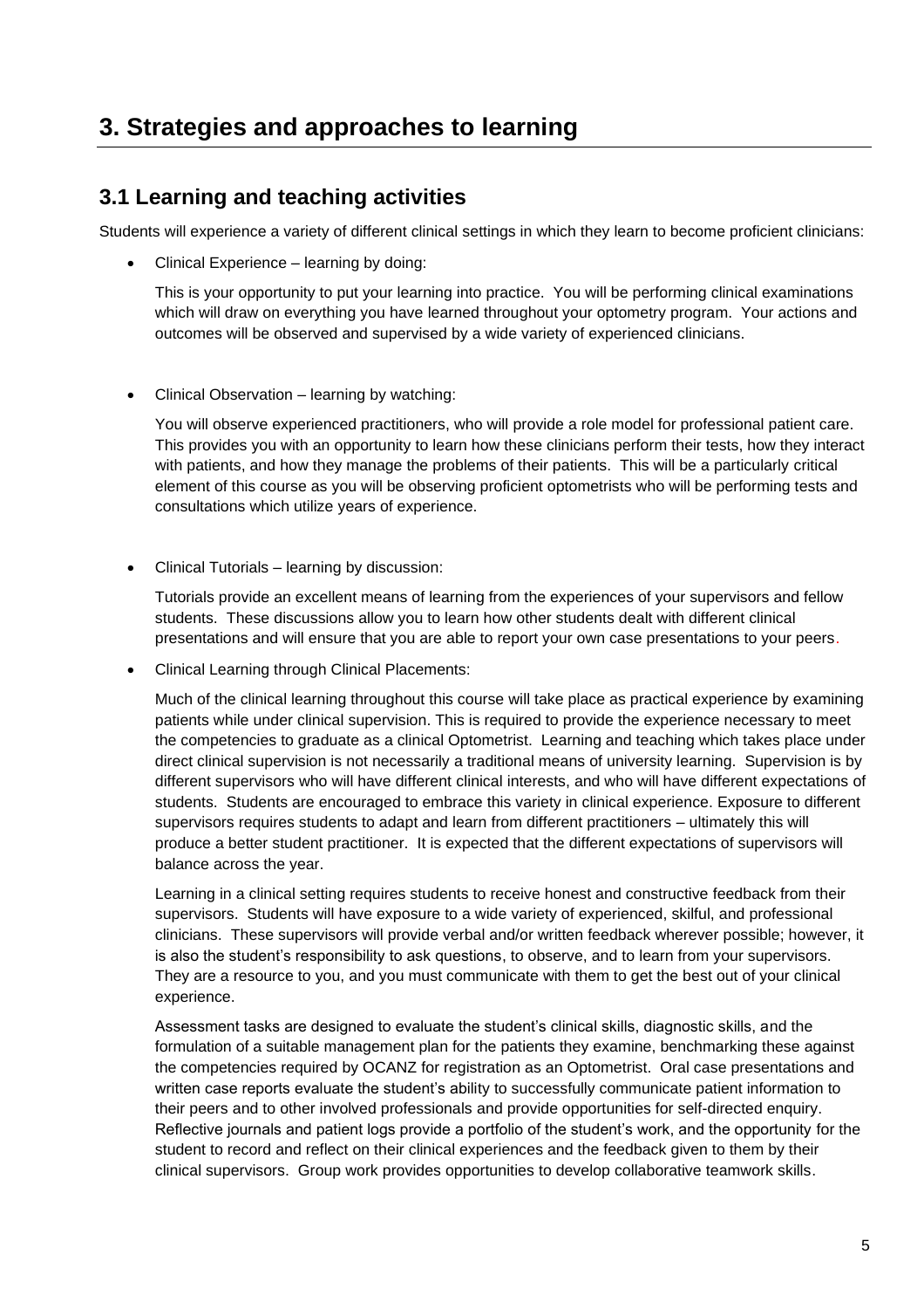# 3. Strategies and approaches to learning

## 3.1 Learning and teaching activities

Students will experience a variety of different clinical settings in which they learn to become proficient clinicians:

- Clinical Experience – learning by doing:

  This is your opportunity to put your learning into practice. You will be performing clinical examinations which will draw on everything you have learned throughout your optometry program. Your actions and outcomes will be observed and supervised by a wide variety of experienced clinicians.

- Clinical Observation – learning by watching:

  You will observe experienced practitioners, who will provide a role model for professional patient care. This provides you with an opportunity to learn how these clinicians perform their tests, how they interact with patients, and how they manage the problems of their patients. This will be a particularly critical element of this course as you will be observing proficient optometrists who will be performing tests and consultations which utilize years of experience.

- Clinical Tutorials – learning by discussion:

  Tutorials provide an excellent means of learning from the experiences of your supervisors and fellow students. These discussions allow you to learn how other students dealt with different clinical presentations and will ensure that you are able to report your own case presentations to your peers.

- Clinical Learning through Clinical Placements:

  Much of the clinical learning throughout this course will take place as practical experience by examining patients while under clinical supervision. This is required to provide the experience necessary to meet the competencies to graduate as a clinical Optometrist. Learning and teaching which takes place under direct clinical supervision is not necessarily a traditional means of university learning. Supervision is by different supervisors who will have different clinical interests, and who will have different expectations of students. Students are encouraged to embrace this variety in clinical experience. Exposure to different supervisors requires students to adapt and learn from different practitioners – ultimately this will produce a better student practitioner. It is expected that the different expectations of supervisors will balance across the year.

  Learning in a clinical setting requires students to receive honest and constructive feedback from their supervisors. Students will have exposure to a wide variety of experienced, skilful, and professional clinicians. These supervisors will provide verbal and/or written feedback wherever possible; however, it is also the student's responsibility to ask questions, to observe, and to learn from your supervisors. They are a resource to you, and you must communicate with them to get the best out of your clinical experience.

  Assessment tasks are designed to evaluate the student's clinical skills, diagnostic skills, and the formulation of a suitable management plan for the patients they examine, benchmarking these against the competencies required by OCANZ for registration as an Optometrist. Oral case presentations and written case reports evaluate the student's ability to successfully communicate patient information to their peers and to other involved professionals and provide opportunities for self-directed enquiry. Reflective journals and patient logs provide a portfolio of the student's work, and the opportunity for the student to record and reflect on their clinical experiences and the feedback given to them by their clinical supervisors. Group work provides opportunities to develop collaborative teamwork skills.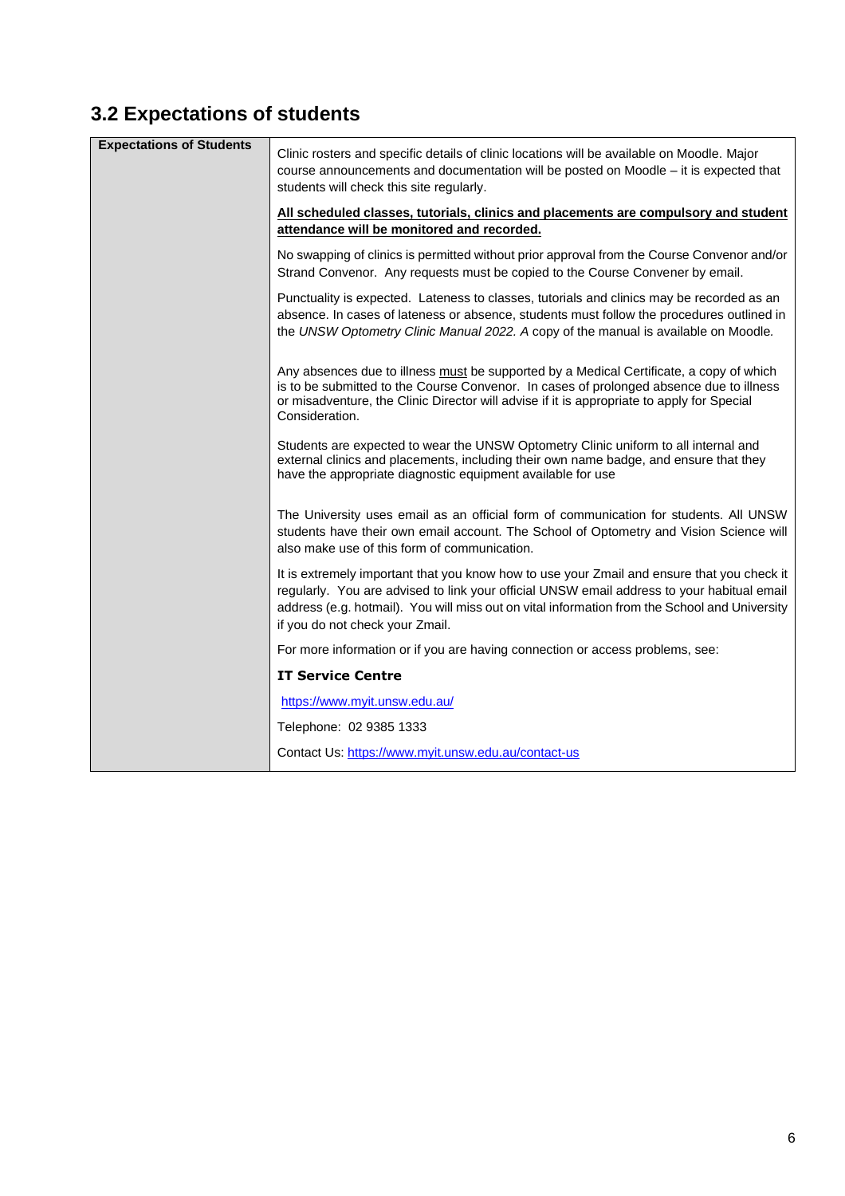## 3.2 Expectations of students

| Expectations of Students | |
|---|---|
| | Clinic rosters and specific details of clinic locations will be available on Moodle. Major course announcements and documentation will be posted on Moodle – it is expected that students will check this site regularly.<br><br>**<u>All scheduled classes, tutorials, clinics and placements are compulsory and student attendance will be monitored and recorded.</u>**<br><br>No swapping of clinics is permitted without prior approval from the Course Convenor and/or Strand Convenor. Any requests must be copied to the Course Convener by email.<br><br>Punctuality is expected. Lateness to classes, tutorials and clinics may be recorded as an absence. In cases of lateness or absence, students must follow the procedures outlined in the *UNSW Optometry Clinic Manual 2022. A* copy of the manual is available on Moodle.<br><br>Any absences due to illness <u>must</u> be supported by a Medical Certificate, a copy of which is to be submitted to the Course Convenor. In cases of prolonged absence due to illness or misadventure, the Clinic Director will advise if it is appropriate to apply for Special Consideration.<br><br>Students are expected to wear the UNSW Optometry Clinic uniform to all internal and external clinics and placements, including their own name badge, and ensure that they have the appropriate diagnostic equipment available for use<br><br>The University uses email as an official form of communication for students. All UNSW students have their own email account. The School of Optometry and Vision Science will also make use of this form of communication.<br><br>It is extremely important that you know how to use your Zmail and ensure that you check it regularly. You are advised to link your official UNSW email address to your habitual email address (e.g. hotmail). You will miss out on vital information from the School and University if you do not check your Zmail.<br><br>For more information or if you are having connection or access problems, see:<br><br>**IT Service Centre**<br><br>https://www.myit.unsw.edu.au/<br><br>Telephone: 02 9385 1333<br><br>Contact Us: https://www.myit.unsw.edu.au/contact-us |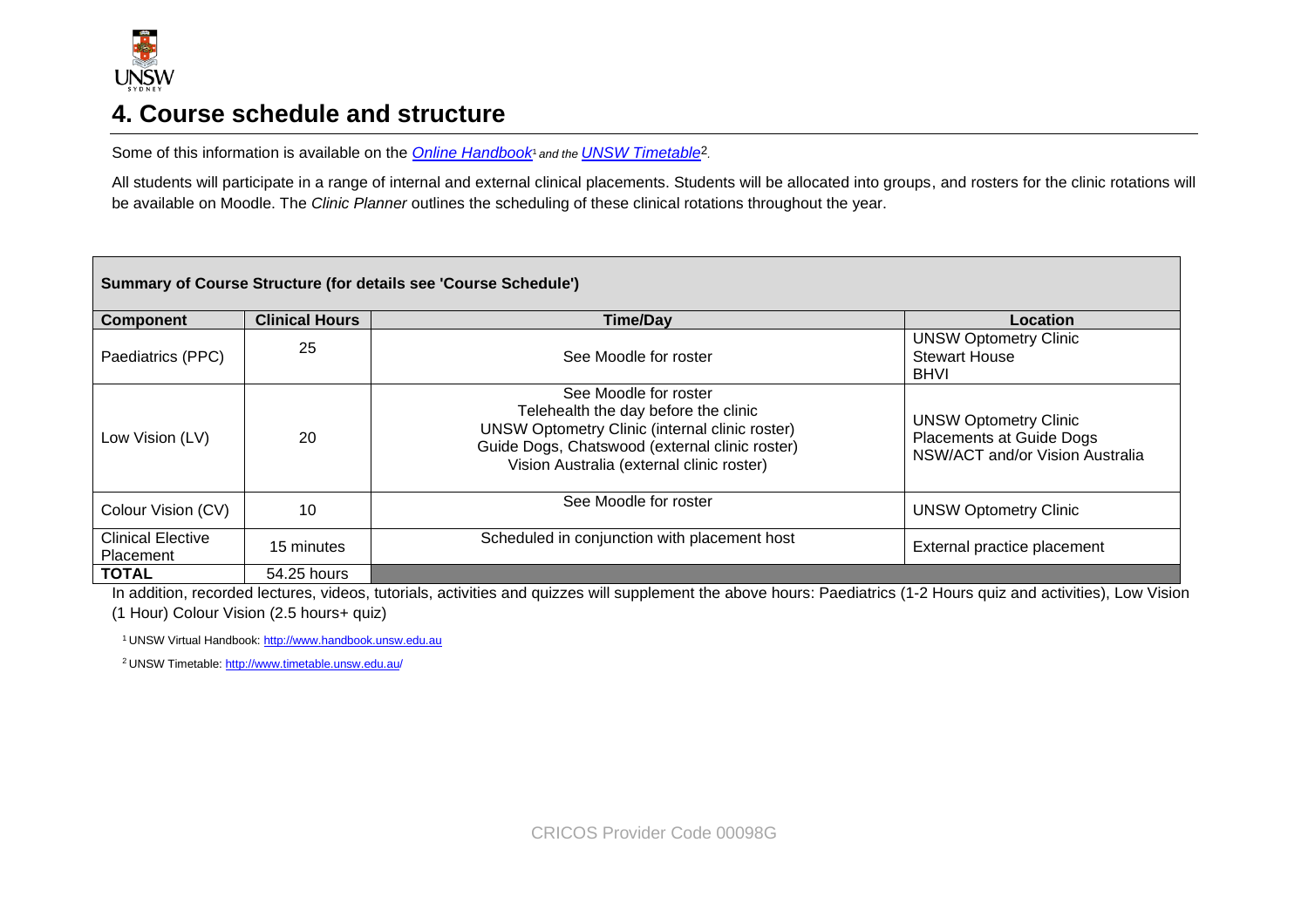# 4. Course schedule and structure

Some of this information is available on the *[Online Handbook](http://www.handbook.unsw.edu.au)*[1] *and the* *[UNSW Timetable](http://www.timetable.unsw.edu.au/)*[2].

All students will participate in a range of internal and external clinical placements. Students will be allocated into groups, and rosters for the clinic rotations will be available on Moodle. The *Clinic Planner* outlines the scheduling of these clinical rotations throughout the year.

| **Summary of Course Structure (for details see 'Course Schedule')** | | | |
|---|---|---|---|
| **Component** | **Clinical Hours** | **Time/Day** | **Location** |
| Paediatrics (PPC) | 25 | See Moodle for roster | UNSW Optometry Clinic<br>Stewart House<br>BHVI |
| Low Vision (LV) | 20 | See Moodle for roster<br>Telehealth the day before the clinic<br>UNSW Optometry Clinic (internal clinic roster)<br>Guide Dogs, Chatswood (external clinic roster)<br>Vision Australia (external clinic roster) | UNSW Optometry Clinic<br>Placements at Guide Dogs NSW/ACT and/or Vision Australia |
| Colour Vision (CV) | 10 | See Moodle for roster | UNSW Optometry Clinic |
| Clinical Elective Placement | 15 minutes | Scheduled in conjunction with placement host | External practice placement |
| **TOTAL** | 54.25 hours | | |

In addition, recorded lectures, videos, tutorials, activities and quizzes will supplement the above hours: Paediatrics (1-2 Hours quiz and activities), Low Vision (1 Hour) Colour Vision (2.5 hours+ quiz)

[1] UNSW Virtual Handbook: http://www.handbook.unsw.edu.au

[2] UNSW Timetable: http://www.timetable.unsw.edu.au/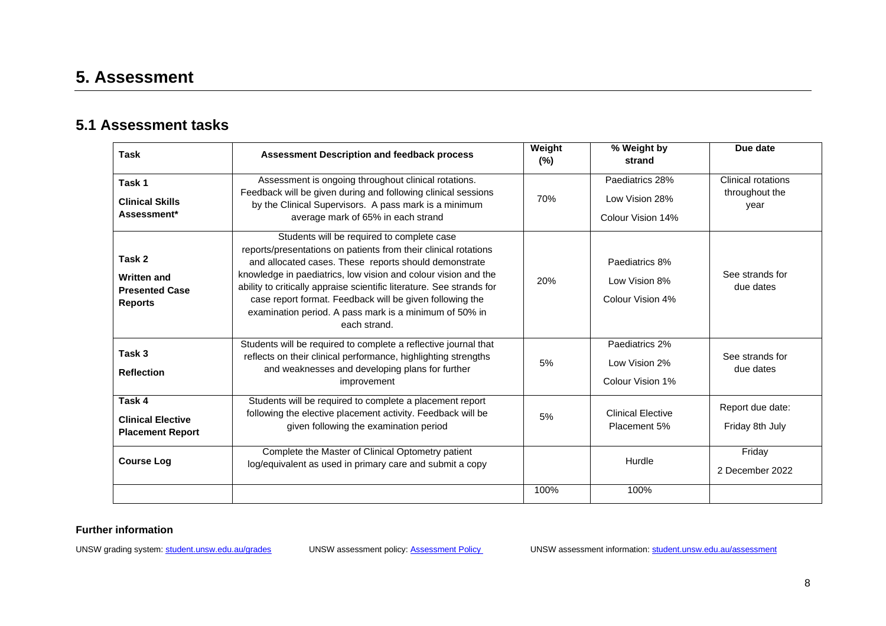# 5. Assessment

## 5.1 Assessment tasks

| Task | Assessment Description and feedback process | Weight (%) | % Weight by strand | Due date |
|---|---|---|---|---|
| **Task 1**<br>**Clinical Skills Assessment*** | Assessment is ongoing throughout clinical rotations. Feedback will be given during and following clinical sessions by the Clinical Supervisors. A pass mark is a minimum average mark of 65% in each strand | 70% | Paediatrics 28%<br>Low Vision 28%<br>Colour Vision 14% | Clinical rotations throughout the year |
| **Task 2**<br>**Written and Presented Case Reports** | Students will be required to complete case reports/presentations on patients from their clinical rotations and allocated cases. These reports should demonstrate knowledge in paediatrics, low vision and colour vision and the ability to critically appraise scientific literature. See strands for case report format. Feedback will be given following the examination period. A pass mark is a minimum of 50% in each strand. | 20% | Paediatrics 8%<br>Low Vision 8%<br>Colour Vision 4% | See strands for due dates |
| **Task 3**<br>**Reflection** | Students will be required to complete a reflective journal that reflects on their clinical performance, highlighting strengths and weaknesses and developing plans for further improvement | 5% | Paediatrics 2%<br>Low Vision 2%<br>Colour Vision 1% | See strands for due dates |
| **Task 4**<br>**Clinical Elective Placement Report** | Students will be required to complete a placement report following the elective placement activity. Feedback will be given following the examination period | 5% | Clinical Elective Placement 5% | Report due date:<br>Friday 8th July |
| **Course Log** | Complete the Master of Clinical Optometry patient log/equivalent as used in primary care and submit a copy | | Hurdle | Friday<br>2 December 2022 |
| | | 100% | 100% | |

**Further information**

UNSW grading system: [student.unsw.edu.au/grades](student.unsw.edu.au/grades) UNSW assessment policy: [Assessment Policy]() UNSW assessment information: [student.unsw.edu.au/assessment](student.unsw.edu.au/assessment)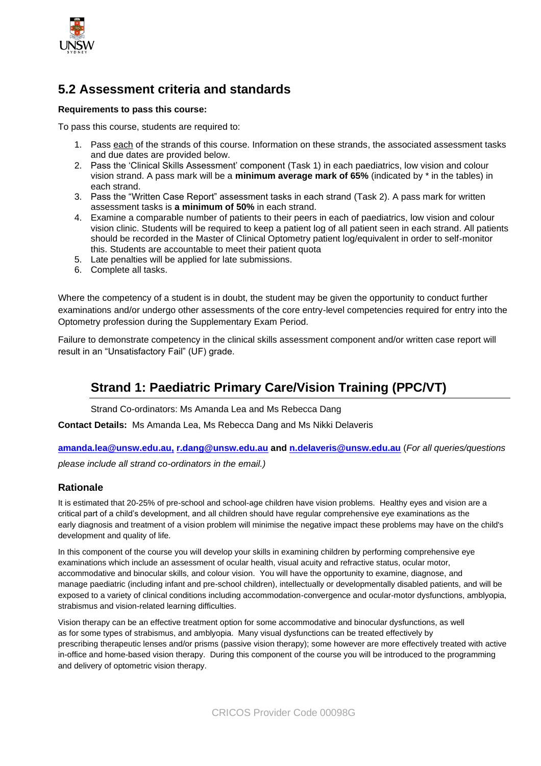## 5.2 Assessment criteria and standards

**Requirements to pass this course:**

To pass this course, students are required to:

1. Pass each of the strands of this course. Information on these strands, the associated assessment tasks and due dates are provided below.
2. Pass the 'Clinical Skills Assessment' component (Task 1) in each paediatrics, low vision and colour vision strand. A pass mark will be a **minimum average mark of 65%** (indicated by * in the tables) in each strand.
3. Pass the "Written Case Report" assessment tasks in each strand (Task 2). A pass mark for written assessment tasks is **a minimum of 50%** in each strand.
4. Examine a comparable number of patients to their peers in each of paediatrics, low vision and colour vision clinic. Students will be required to keep a patient log of all patient seen in each strand. All patients should be recorded in the Master of Clinical Optometry patient log/equivalent in order to self-monitor this. Students are accountable to meet their patient quota
5. Late penalties will be applied for late submissions.
6. Complete all tasks.

Where the competency of a student is in doubt, the student may be given the opportunity to conduct further examinations and/or undergo other assessments of the core entry-level competencies required for entry into the Optometry profession during the Supplementary Exam Period.

Failure to demonstrate competency in the clinical skills assessment component and/or written case report will result in an "Unsatisfactory Fail" (UF) grade.

## Strand 1: Paediatric Primary Care/Vision Training (PPC/VT)

Strand Co-ordinators: Ms Amanda Lea and Ms Rebecca Dang

**Contact Details:** Ms Amanda Lea, Ms Rebecca Dang and Ms Nikki Delaveris

**amanda.lea@unsw.edu.au, r.dang@unsw.edu.au and n.delaveris@unsw.edu.au** (*For all queries/questions please include all strand co-ordinators in the email.)*

### Rationale

It is estimated that 20-25% of pre-school and school-age children have vision problems. Healthy eyes and vision are a critical part of a child's development, and all children should have regular comprehensive eye examinations as the early diagnosis and treatment of a vision problem will minimise the negative impact these problems may have on the child's development and quality of life.

In this component of the course you will develop your skills in examining children by performing comprehensive eye examinations which include an assessment of ocular health, visual acuity and refractive status, ocular motor, accommodative and binocular skills, and colour vision. You will have the opportunity to examine, diagnose, and manage paediatric (including infant and pre-school children), intellectually or developmentally disabled patients, and will be exposed to a variety of clinical conditions including accommodation-convergence and ocular-motor dysfunctions, amblyopia, strabismus and vision-related learning difficulties.

Vision therapy can be an effective treatment option for some accommodative and binocular dysfunctions, as well as for some types of strabismus, and amblyopia. Many visual dysfunctions can be treated effectively by prescribing therapeutic lenses and/or prisms (passive vision therapy); some however are more effectively treated with active in-office and home-based vision therapy. During this component of the course you will be introduced to the programming and delivery of optometric vision therapy.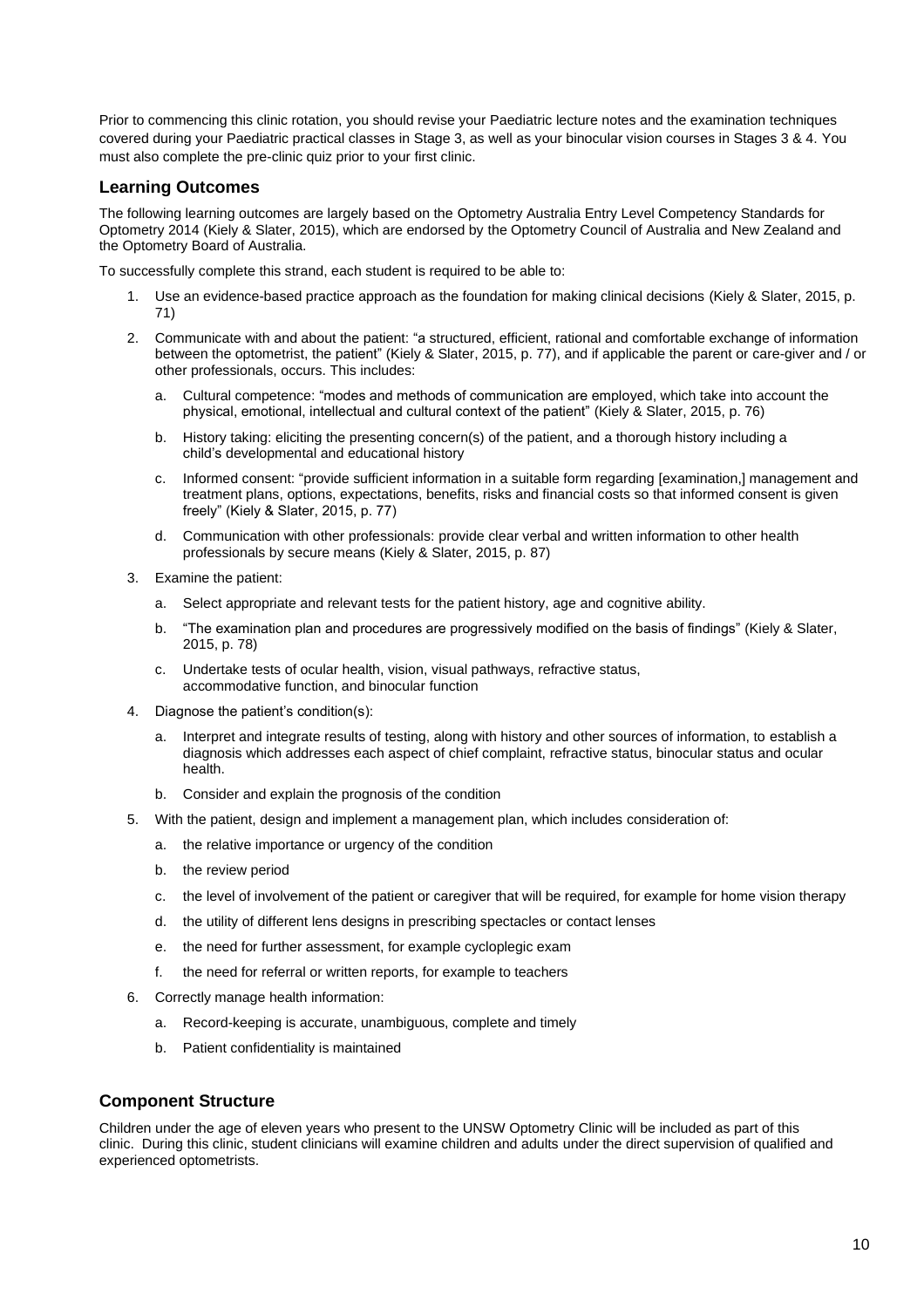Prior to commencing this clinic rotation, you should revise your Paediatric lecture notes and the examination techniques covered during your Paediatric practical classes in Stage 3, as well as your binocular vision courses in Stages 3 & 4. You must also complete the pre-clinic quiz prior to your first clinic.

## Learning Outcomes

The following learning outcomes are largely based on the Optometry Australia Entry Level Competency Standards for Optometry 2014 (Kiely & Slater, 2015), which are endorsed by the Optometry Council of Australia and New Zealand and the Optometry Board of Australia.

To successfully complete this strand, each student is required to be able to:

1. Use an evidence-based practice approach as the foundation for making clinical decisions (Kiely & Slater, 2015, p. 71)
2. Communicate with and about the patient: "a structured, efficient, rational and comfortable exchange of information between the optometrist, the patient" (Kiely & Slater, 2015, p. 77), and if applicable the parent or care-giver and / or other professionals, occurs. This includes:
   a. Cultural competence: "modes and methods of communication are employed, which take into account the physical, emotional, intellectual and cultural context of the patient" (Kiely & Slater, 2015, p. 76)
   b. History taking: eliciting the presenting concern(s) of the patient, and a thorough history including a child's developmental and educational history
   c. Informed consent: "provide sufficient information in a suitable form regarding [examination,] management and treatment plans, options, expectations, benefits, risks and financial costs so that informed consent is given freely" (Kiely & Slater, 2015, p. 77)
   d. Communication with other professionals: provide clear verbal and written information to other health professionals by secure means (Kiely & Slater, 2015, p. 87)
3. Examine the patient:
   a. Select appropriate and relevant tests for the patient history, age and cognitive ability.
   b. "The examination plan and procedures are progressively modified on the basis of findings" (Kiely & Slater, 2015, p. 78)
   c. Undertake tests of ocular health, vision, visual pathways, refractive status, accommodative function, and binocular function
4. Diagnose the patient's condition(s):
   a. Interpret and integrate results of testing, along with history and other sources of information, to establish a diagnosis which addresses each aspect of chief complaint, refractive status, binocular status and ocular health.
   b. Consider and explain the prognosis of the condition
5. With the patient, design and implement a management plan, which includes consideration of:
   a. the relative importance or urgency of the condition
   b. the review period
   c. the level of involvement of the patient or caregiver that will be required, for example for home vision therapy
   d. the utility of different lens designs in prescribing spectacles or contact lenses
   e. the need for further assessment, for example cycloplegic exam
   f. the need for referral or written reports, for example to teachers
6. Correctly manage health information:
   a. Record-keeping is accurate, unambiguous, complete and timely
   b. Patient confidentiality is maintained

## Component Structure

Children under the age of eleven years who present to the UNSW Optometry Clinic will be included as part of this clinic. During this clinic, student clinicians will examine children and adults under the direct supervision of qualified and experienced optometrists.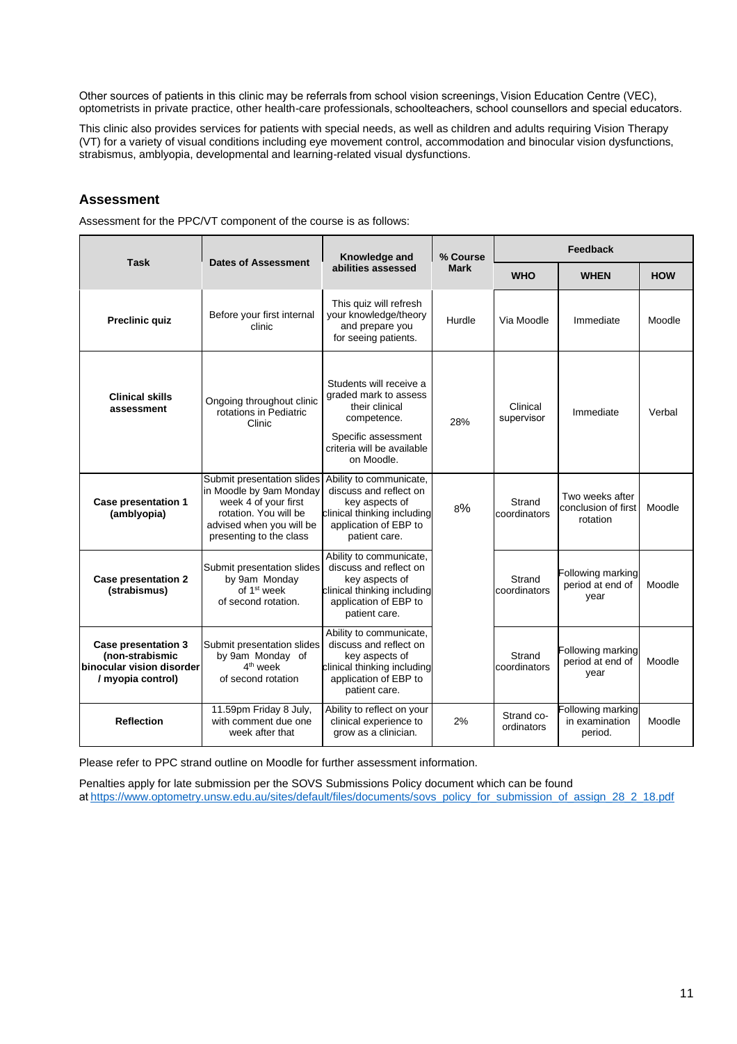Other sources of patients in this clinic may be referrals from school vision screenings, Vision Education Centre (VEC), optometrists in private practice, other health-care professionals, schoolteachers, school counsellors and special educators.

This clinic also provides services for patients with special needs, as well as children and adults requiring Vision Therapy (VT) for a variety of visual conditions including eye movement control, accommodation and binocular vision dysfunctions, strabismus, amblyopia, developmental and learning-related visual dysfunctions.

## Assessment

Assessment for the PPC/VT component of the course is as follows:

| Task | Dates of Assessment | Knowledge and abilities assessed | % Course Mark | Feedback | | |
|---|---|---|---|---|---|---|
| | | | | WHO | WHEN | HOW |
| **Preclinic quiz** | Before your first internal clinic | This quiz will refresh your knowledge/theory and prepare you for seeing patients. | Hurdle | Via Moodle | Immediate | Moodle |
| **Clinical skills assessment** | Ongoing throughout clinic rotations in Pediatric Clinic | Students will receive a graded mark to assess their clinical competence. Specific assessment criteria will be available on Moodle. | 28% | Clinical supervisor | Immediate | Verbal |
| **Case presentation 1 (amblyopia)** | Submit presentation slides in Moodle by 9am Monday week 4 of your first rotation. You will be advised when you will be presenting to the class | Ability to communicate, discuss and reflect on key aspects of clinical thinking including application of EBP to patient care. | 8% | Strand coordinators | Two weeks after conclusion of first rotation | Moodle |
| **Case presentation 2 (strabismus)** | Submit presentation slides by 9am Monday of 1st week of second rotation. | Ability to communicate, discuss and reflect on key aspects of clinical thinking including application of EBP to patient care. | | Strand coordinators | Following marking period at end of year | Moodle |
| **Case presentation 3 (non-strabismic binocular vision disorder / myopia control)** | Submit presentation slides by 9am Monday of 4th week of second rotation | Ability to communicate, discuss and reflect on key aspects of clinical thinking including application of EBP to patient care. | | Strand coordinators | Following marking period at end of year | Moodle |
| **Reflection** | 11.59pm Friday 8 July, with comment due one week after that | Ability to reflect on your clinical experience to grow as a clinician. | 2% | Strand co-ordinators | Following marking in examination period. | Moodle |

Please refer to PPC strand outline on Moodle for further assessment information.

Penalties apply for late submission per the SOVS Submissions Policy document which can be found at https://www.optometry.unsw.edu.au/sites/default/files/documents/sovs_policy_for_submission_of_assign_28_2_18.pdf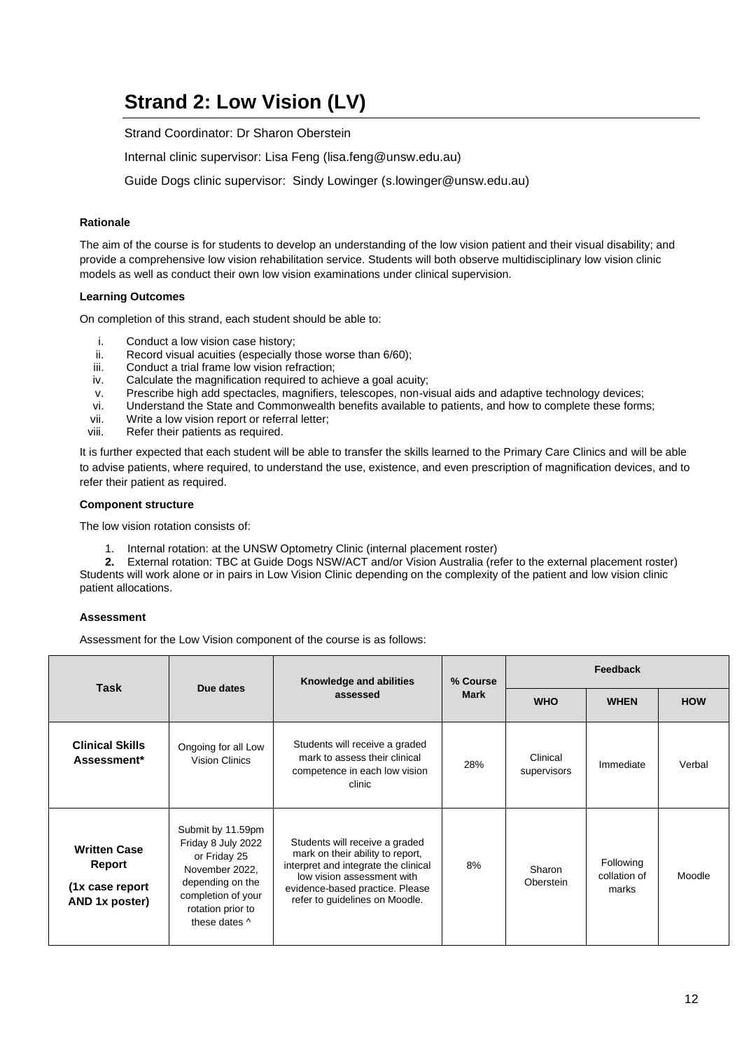# Strand 2: Low Vision (LV)

Strand Coordinator: Dr Sharon Oberstein

Internal clinic supervisor: Lisa Feng (lisa.feng@unsw.edu.au)

Guide Dogs clinic supervisor: Sindy Lowinger (s.lowinger@unsw.edu.au)

**Rationale**

The aim of the course is for students to develop an understanding of the low vision patient and their visual disability; and provide a comprehensive low vision rehabilitation service. Students will both observe multidisciplinary low vision clinic models as well as conduct their own low vision examinations under clinical supervision.

**Learning Outcomes**

On completion of this strand, each student should be able to:

i. Conduct a low vision case history;
ii. Record visual acuities (especially those worse than 6/60);
iii. Conduct a trial frame low vision refraction;
iv. Calculate the magnification required to achieve a goal acuity;
v. Prescribe high add spectacles, magnifiers, telescopes, non-visual aids and adaptive technology devices;
vi. Understand the State and Commonwealth benefits available to patients, and how to complete these forms;
vii. Write a low vision report or referral letter;
viii. Refer their patients as required.

It is further expected that each student will be able to transfer the skills learned to the Primary Care Clinics and will be able to advise patients, where required, to understand the use, existence, and even prescription of magnification devices, and to refer their patient as required.

**Component structure**

The low vision rotation consists of:

1. Internal rotation: at the UNSW Optometry Clinic (internal placement roster)
2. External rotation: TBC at Guide Dogs NSW/ACT and/or Vision Australia (refer to the external placement roster)

Students will work alone or in pairs in Low Vision Clinic depending on the complexity of the patient and low vision clinic patient allocations.

**Assessment**

Assessment for the Low Vision component of the course is as follows:

| Task | Due dates | Knowledge and abilities assessed | % Course Mark | Feedback | | |
|---|---|---|---|---|---|---|
| | | | | **WHO** | **WHEN** | **HOW** |
| **Clinical Skills Assessment*** | Ongoing for all Low Vision Clinics | Students will receive a graded mark to assess their clinical competence in each low vision clinic | 28% | Clinical supervisors | Immediate | Verbal |
| **Written Case Report (1x case report AND 1x poster)** | Submit by 11.59pm Friday 8 July 2022 or Friday 25 November 2022, depending on the completion of your rotation prior to these dates ^ | Students will receive a graded mark on their ability to report, interpret and integrate the clinical low vision assessment with evidence-based practice. Please refer to guidelines on Moodle. | 8% | Sharon Oberstein | Following collation of marks | Moodle |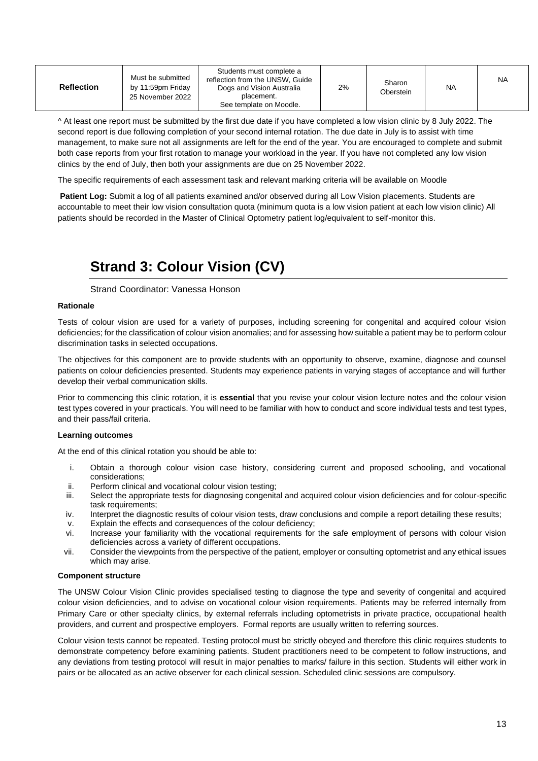| Reflection | Must be submitted by 11:59pm Friday 25 November 2022 | Students must complete a reflection from the UNSW, Guide Dogs and Vision Australia placement. See template on Moodle. | 2% | Sharon Oberstein | NA | NA |
|---|---|---|---|---|---|---|

^ At least one report must be submitted by the first due date if you have completed a low vision clinic by 8 July 2022. The second report is due following completion of your second internal rotation. The due date in July is to assist with time management, to make sure not all assignments are left for the end of the year. You are encouraged to complete and submit both case reports from your first rotation to manage your workload in the year. If you have not completed any low vision clinics by the end of July, then both your assignments are due on 25 November 2022.

The specific requirements of each assessment task and relevant marking criteria will be available on Moodle

**Patient Log:** Submit a log of all patients examined and/or observed during all Low Vision placements. Students are accountable to meet their low vision consultation quota (minimum quota is a low vision patient at each low vision clinic) All patients should be recorded in the Master of Clinical Optometry patient log/equivalent to self-monitor this.

# Strand 3: Colour Vision (CV)

Strand Coordinator: Vanessa Honson

**Rationale**

Tests of colour vision are used for a variety of purposes, including screening for congenital and acquired colour vision deficiencies; for the classification of colour vision anomalies; and for assessing how suitable a patient may be to perform colour discrimination tasks in selected occupations.

The objectives for this component are to provide students with an opportunity to observe, examine, diagnose and counsel patients on colour deficiencies presented. Students may experience patients in varying stages of acceptance and will further develop their verbal communication skills.

Prior to commencing this clinic rotation, it is **essential** that you revise your colour vision lecture notes and the colour vision test types covered in your practicals. You will need to be familiar with how to conduct and score individual tests and test types, and their pass/fail criteria.

**Learning outcomes**

At the end of this clinical rotation you should be able to:

i. Obtain a thorough colour vision case history, considering current and proposed schooling, and vocational considerations;
ii. Perform clinical and vocational colour vision testing;
iii. Select the appropriate tests for diagnosing congenital and acquired colour vision deficiencies and for colour-specific task requirements;
iv. Interpret the diagnostic results of colour vision tests, draw conclusions and compile a report detailing these results;
v. Explain the effects and consequences of the colour deficiency;
vi. Increase your familiarity with the vocational requirements for the safe employment of persons with colour vision deficiencies across a variety of different occupations.
vii. Consider the viewpoints from the perspective of the patient, employer or consulting optometrist and any ethical issues which may arise.

**Component structure**

The UNSW Colour Vision Clinic provides specialised testing to diagnose the type and severity of congenital and acquired colour vision deficiencies, and to advise on vocational colour vision requirements. Patients may be referred internally from Primary Care or other specialty clinics, by external referrals including optometrists in private practice, occupational health providers, and current and prospective employers. Formal reports are usually written to referring sources.

Colour vision tests cannot be repeated. Testing protocol must be strictly obeyed and therefore this clinic requires students to demonstrate competency before examining patients. Student practitioners need to be competent to follow instructions, and any deviations from testing protocol will result in major penalties to marks/ failure in this section. Students will either work in pairs or be allocated as an active observer for each clinical session. Scheduled clinic sessions are compulsory.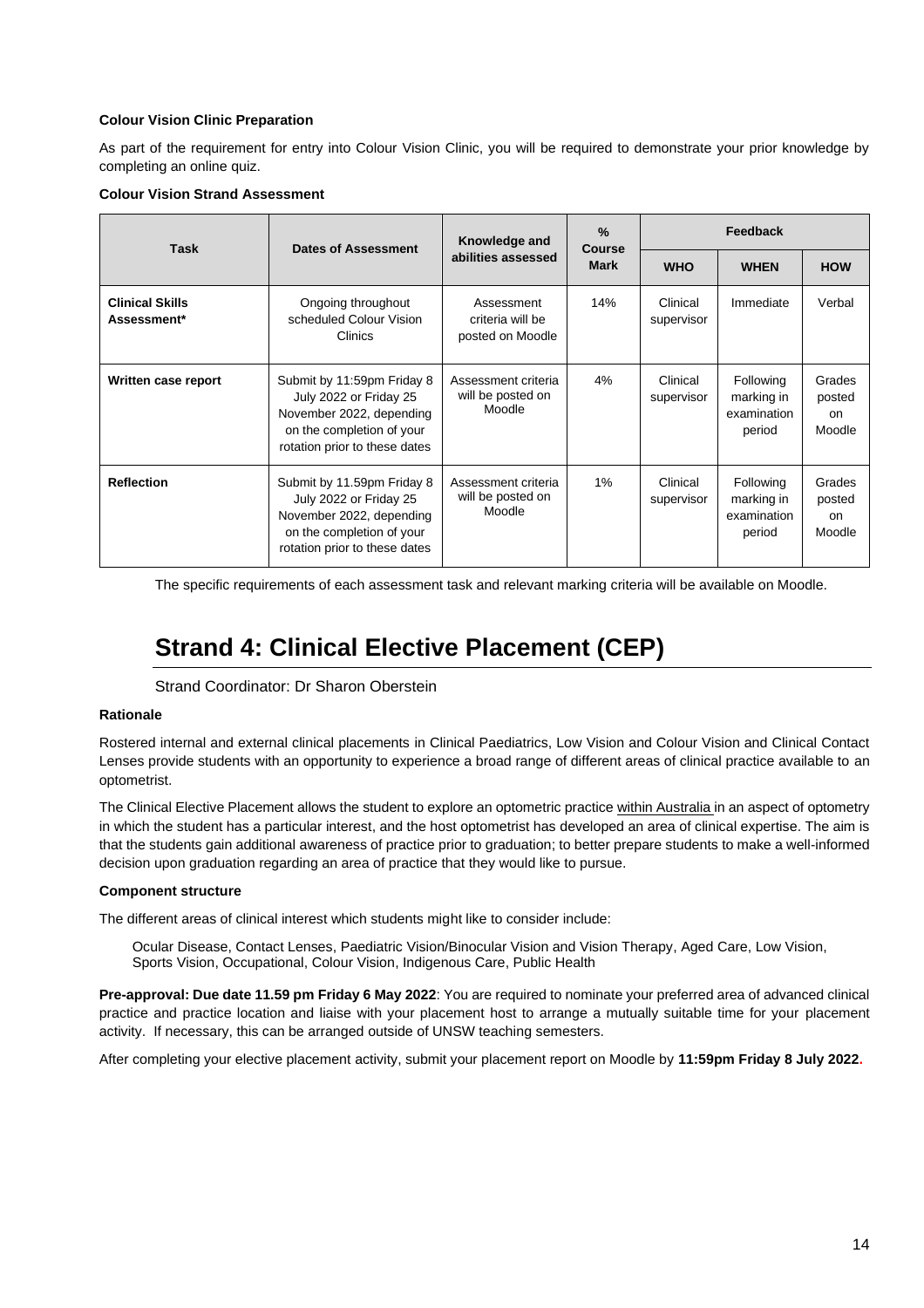**Colour Vision Clinic Preparation**

As part of the requirement for entry into Colour Vision Clinic, you will be required to demonstrate your prior knowledge by completing an online quiz.

**Colour Vision Strand Assessment**

| Task | Dates of Assessment | Knowledge and abilities assessed | % Course Mark | Feedback | | |
|---|---|---|---|---|---|---|
| | | | | **WHO** | **WHEN** | **HOW** |
| **Clinical Skills Assessment*** | Ongoing throughout scheduled Colour Vision Clinics | Assessment criteria will be posted on Moodle | 14% | Clinical supervisor | Immediate | Verbal |
| **Written case report** | Submit by 11:59pm Friday 8 July 2022 or Friday 25 November 2022, depending on the completion of your rotation prior to these dates | Assessment criteria will be posted on Moodle | 4% | Clinical supervisor | Following marking in examination period | Grades posted on Moodle |
| **Reflection** | Submit by 11.59pm Friday 8 July 2022 or Friday 25 November 2022, depending on the completion of your rotation prior to these dates | Assessment criteria will be posted on Moodle | 1% | Clinical supervisor | Following marking in examination period | Grades posted on Moodle |

The specific requirements of each assessment task and relevant marking criteria will be available on Moodle.

# Strand 4: Clinical Elective Placement (CEP)

Strand Coordinator: Dr Sharon Oberstein

**Rationale**

Rostered internal and external clinical placements in Clinical Paediatrics, Low Vision and Colour Vision and Clinical Contact Lenses provide students with an opportunity to experience a broad range of different areas of clinical practice available to an optometrist.

The Clinical Elective Placement allows the student to explore an optometric practice within Australia in an aspect of optometry in which the student has a particular interest, and the host optometrist has developed an area of clinical expertise. The aim is that the students gain additional awareness of practice prior to graduation; to better prepare students to make a well-informed decision upon graduation regarding an area of practice that they would like to pursue.

**Component structure**

The different areas of clinical interest which students might like to consider include:

Ocular Disease, Contact Lenses, Paediatric Vision/Binocular Vision and Vision Therapy, Aged Care, Low Vision, Sports Vision, Occupational, Colour Vision, Indigenous Care, Public Health

**Pre-approval: Due date 11.59 pm Friday 6 May 2022**: You are required to nominate your preferred area of advanced clinical practice and practice location and liaise with your placement host to arrange a mutually suitable time for your placement activity. If necessary, this can be arranged outside of UNSW teaching semesters.

After completing your elective placement activity, submit your placement report on Moodle by **11:59pm Friday 8 July 2022.**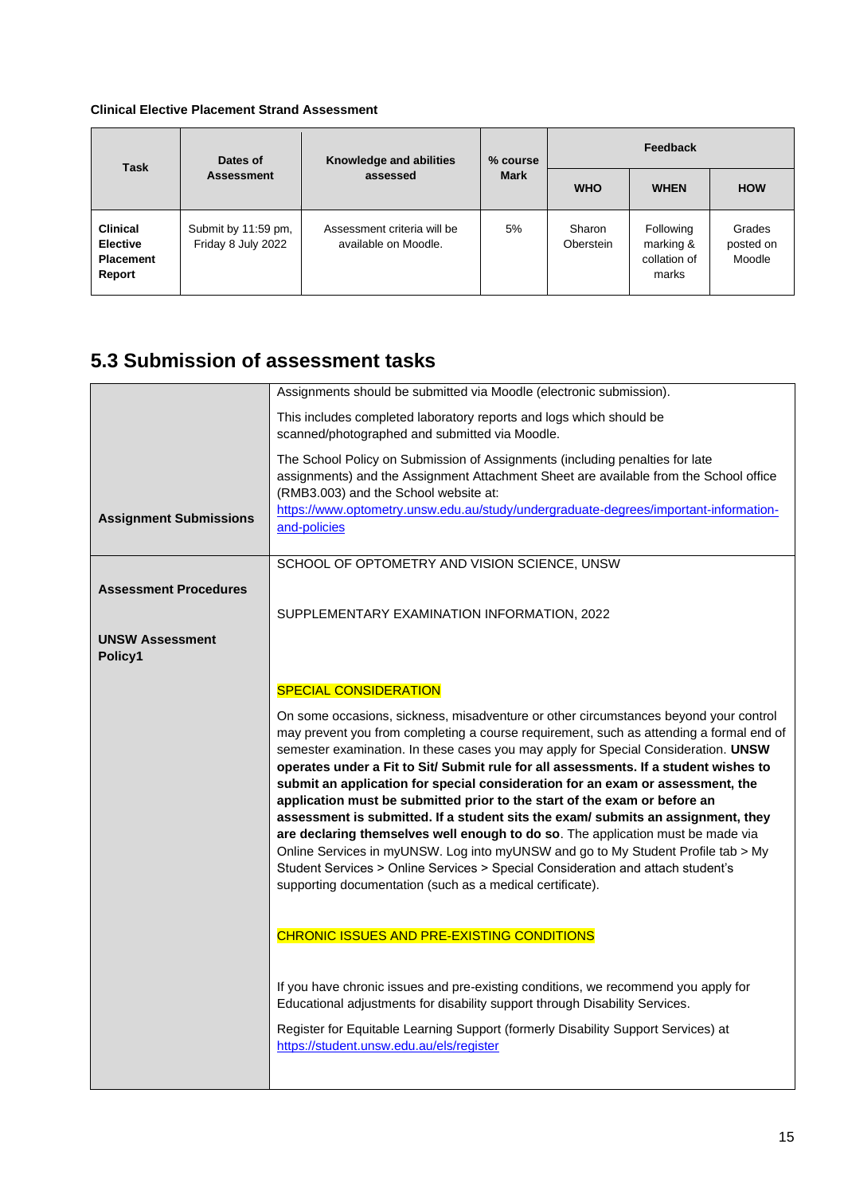**Clinical Elective Placement Strand Assessment**

| Task | Dates of Assessment | Knowledge and abilities assessed | % course Mark | Feedback | | |
|---|---|---|---|---|---|---|
| | | | | **WHO** | **WHEN** | **HOW** |
| **Clinical Elective Placement Report** | Submit by 11:59 pm, Friday 8 July 2022 | Assessment criteria will be available on Moodle. | 5% | Sharon Oberstein | Following marking & collation of marks | Grades posted on Moodle |

## 5.3 Submission of assessment tasks

| | |
|---|---|
| **Assignment Submissions** | Assignments should be submitted via Moodle (electronic submission). This includes completed laboratory reports and logs which should be scanned/photographed and submitted via Moodle. The School Policy on Submission of Assignments (including penalties for late assignments) and the Assignment Attachment Sheet are available from the School office (RMB3.003) and the School website at: https://www.optometry.unsw.edu.au/study/undergraduate-degrees/important-information-and-policies |
| **Assessment Procedures** **UNSW Assessment Policy1** | SCHOOL OF OPTOMETRY AND VISION SCIENCE, UNSW<br><br>SUPPLEMENTARY EXAMINATION INFORMATION, 2022<br><br>SPECIAL CONSIDERATION<br><br>On some occasions, sickness, misadventure or other circumstances beyond your control may prevent you from completing a course requirement, such as attending a formal end of semester examination. In these cases you may apply for Special Consideration. **UNSW operates under a Fit to Sit/ Submit rule for all assessments. If a student wishes to submit an application for special consideration for an exam or assessment, the application must be submitted prior to the start of the exam or before an assessment is submitted. If a student sits the exam/ submits an assignment, they are declaring themselves well enough to do so**. The application must be made via Online Services in myUNSW. Log into myUNSW and go to My Student Profile tab > My Student Services > Online Services > Special Consideration and attach student's supporting documentation (such as a medical certificate).<br><br>CHRONIC ISSUES AND PRE-EXISTING CONDITIONS<br><br>If you have chronic issues and pre-existing conditions, we recommend you apply for Educational adjustments for disability support through Disability Services.<br><br>Register for Equitable Learning Support (formerly Disability Support Services) at https://student.unsw.edu.au/els/register |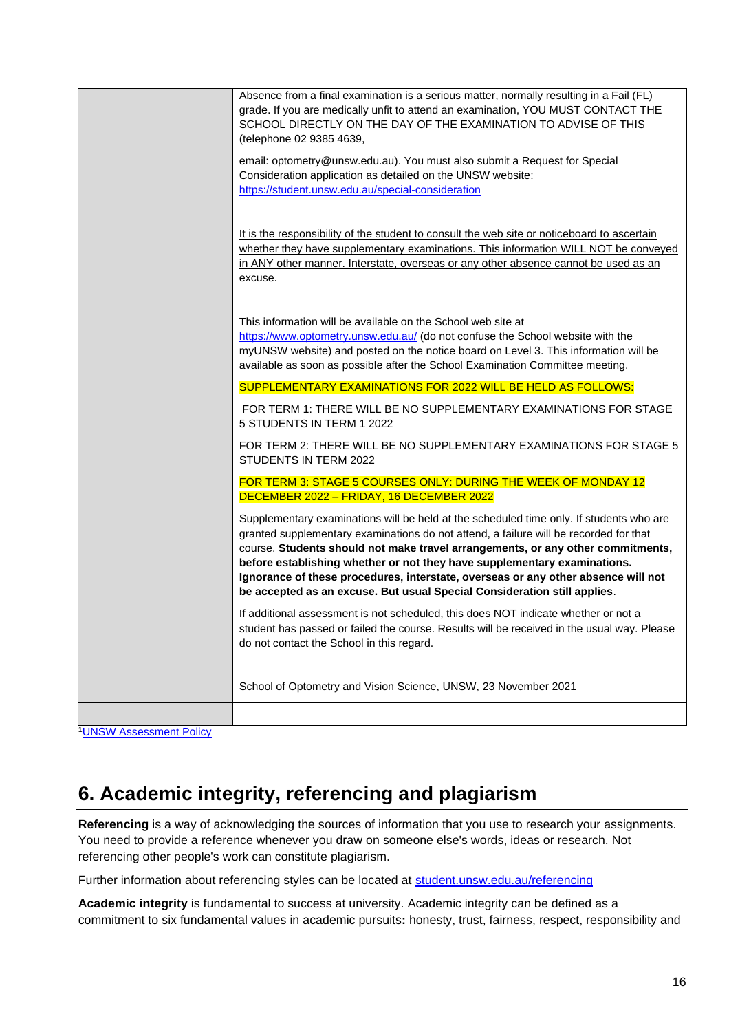| | Absence from a final examination is a serious matter, normally resulting in a Fail (FL) grade. If you are medically unfit to attend an examination, YOU MUST CONTACT THE SCHOOL DIRECTLY ON THE DAY OF THE EXAMINATION TO ADVISE OF THIS (telephone 02 9385 4639,<br><br>email: optometry@unsw.edu.au). You must also submit a Request for Special Consideration application as detailed on the UNSW website: [https://student.unsw.edu.au/special-consideration](https://student.unsw.edu.au/special-consideration)<br><br>It is the responsibility of the student to consult the web site or noticeboard to ascertain whether they have supplementary examinations. This information WILL NOT be conveyed in ANY other manner. Interstate, overseas or any other absence cannot be used as an excuse.<br><br>This information will be available on the School web site at [https://www.optometry.unsw.edu.au/](https://www.optometry.unsw.edu.au/) (do not confuse the School website with the myUNSW website) and posted on the notice board on Level 3. This information will be available as soon as possible after the School Examination Committee meeting.<br><br>SUPPLEMENTARY EXAMINATIONS FOR 2022 WILL BE HELD AS FOLLOWS:<br><br>FOR TERM 1: THERE WILL BE NO SUPPLEMENTARY EXAMINATIONS FOR STAGE 5 STUDENTS IN TERM 1 2022<br><br>FOR TERM 2: THERE WILL BE NO SUPPLEMENTARY EXAMINATIONS FOR STAGE 5 STUDENTS IN TERM 2022<br><br>FOR TERM 3: STAGE 5 COURSES ONLY: DURING THE WEEK OF MONDAY 12 DECEMBER 2022 – FRIDAY, 16 DECEMBER 2022<br><br>Supplementary examinations will be held at the scheduled time only. If students who are granted supplementary examinations do not attend, a failure will be recorded for that course. **Students should not make travel arrangements, or any other commitments, before establishing whether or not they have supplementary examinations. Ignorance of these procedures, interstate, overseas or any other absence will not be accepted as an excuse. But usual Special Consideration still applies**.<br><br>If additional assessment is not scheduled, this does NOT indicate whether or not a student has passed or failed the course. Results will be received in the usual way. Please do not contact the School in this regard.<br><br>School of Optometry and Vision Science, UNSW, 23 November 2021 |
|---|---|
| | |

[1] [UNSW Assessment Policy](#)

# 6. Academic integrity, referencing and plagiarism

**Referencing** is a way of acknowledging the sources of information that you use to research your assignments. You need to provide a reference whenever you draw on someone else's words, ideas or research. Not referencing other people's work can constitute plagiarism.

Further information about referencing styles can be located at [student.unsw.edu.au/referencing](https://student.unsw.edu.au/referencing)

**Academic integrity** is fundamental to success at university. Academic integrity can be defined as a commitment to six fundamental values in academic pursuits**:** honesty, trust, fairness, respect, responsibility and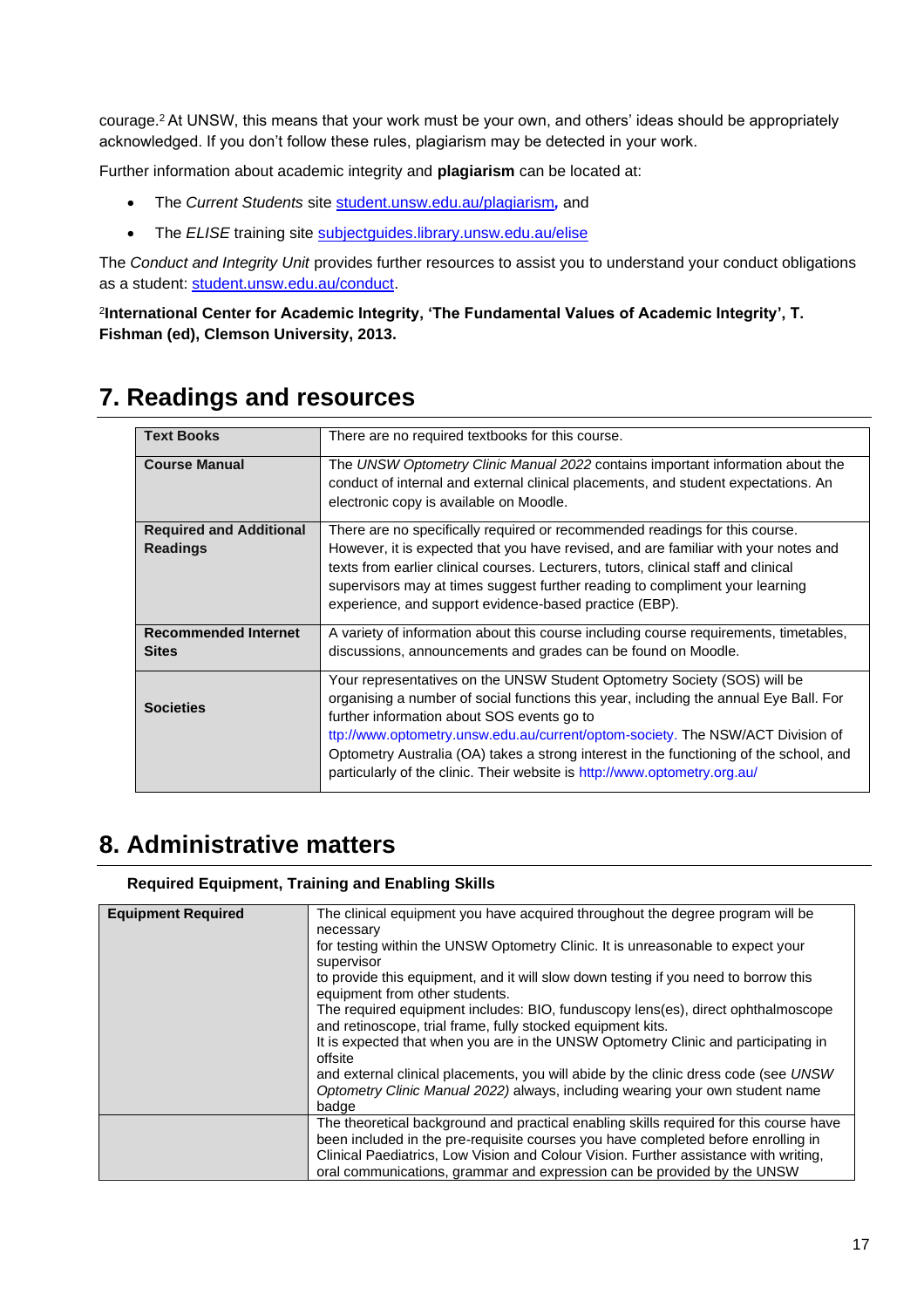courage.[2] At UNSW, this means that your work must be your own, and others' ideas should be appropriately acknowledged. If you don't follow these rules, plagiarism may be detected in your work.

Further information about academic integrity and **plagiarism** can be located at:

- The *Current Students* site student.unsw.edu.au/plagiarism**,** and
- The *ELISE* training site subjectguides.library.unsw.edu.au/elise

The *Conduct and Integrity Unit* provides further resources to assist you to understand your conduct obligations as a student: student.unsw.edu.au/conduct.

[2]**International Center for Academic Integrity, 'The Fundamental Values of Academic Integrity', T. Fishman (ed), Clemson University, 2013.**

# 7. Readings and resources

| | |
|---|---|
| **Text Books** | There are no required textbooks for this course. |
| **Course Manual** | The *UNSW Optometry Clinic Manual 2022* contains important information about the conduct of internal and external clinical placements, and student expectations. An electronic copy is available on Moodle. |
| **Required and Additional Readings** | There are no specifically required or recommended readings for this course. However, it is expected that you have revised, and are familiar with your notes and texts from earlier clinical courses. Lecturers, tutors, clinical staff and clinical supervisors may at times suggest further reading to compliment your learning experience, and support evidence-based practice (EBP). |
| **Recommended Internet Sites** | A variety of information about this course including course requirements, timetables, discussions, announcements and grades can be found on Moodle. |
| **Societies** | Your representatives on the UNSW Student Optometry Society (SOS) will be organising a number of social functions this year, including the annual Eye Ball. For further information about SOS events go to ttp://www.optometry.unsw.edu.au/current/optom-society. The NSW/ACT Division of Optometry Australia (OA) takes a strong interest in the functioning of the school, and particularly of the clinic. Their website is http://www.optometry.org.au/ |

# 8. Administrative matters

**Required Equipment, Training and Enabling Skills**

| | |
|---|---|
| **Equipment Required** | The clinical equipment you have acquired throughout the degree program will be necessary for testing within the UNSW Optometry Clinic. It is unreasonable to expect your supervisor to provide this equipment, and it will slow down testing if you need to borrow this equipment from other students. The required equipment includes: BIO, funduscopy lens(es), direct ophthalmoscope and retinoscope, trial frame, fully stocked equipment kits. It is expected that when you are in the UNSW Optometry Clinic and participating in offsite and external clinical placements, you will abide by the clinic dress code (see *UNSW Optometry Clinic Manual 2022)* always, including wearing your own student name badge |
| | The theoretical background and practical enabling skills required for this course have been included in the pre-requisite courses you have completed before enrolling in Clinical Paediatrics, Low Vision and Colour Vision. Further assistance with writing, oral communications, grammar and expression can be provided by the UNSW |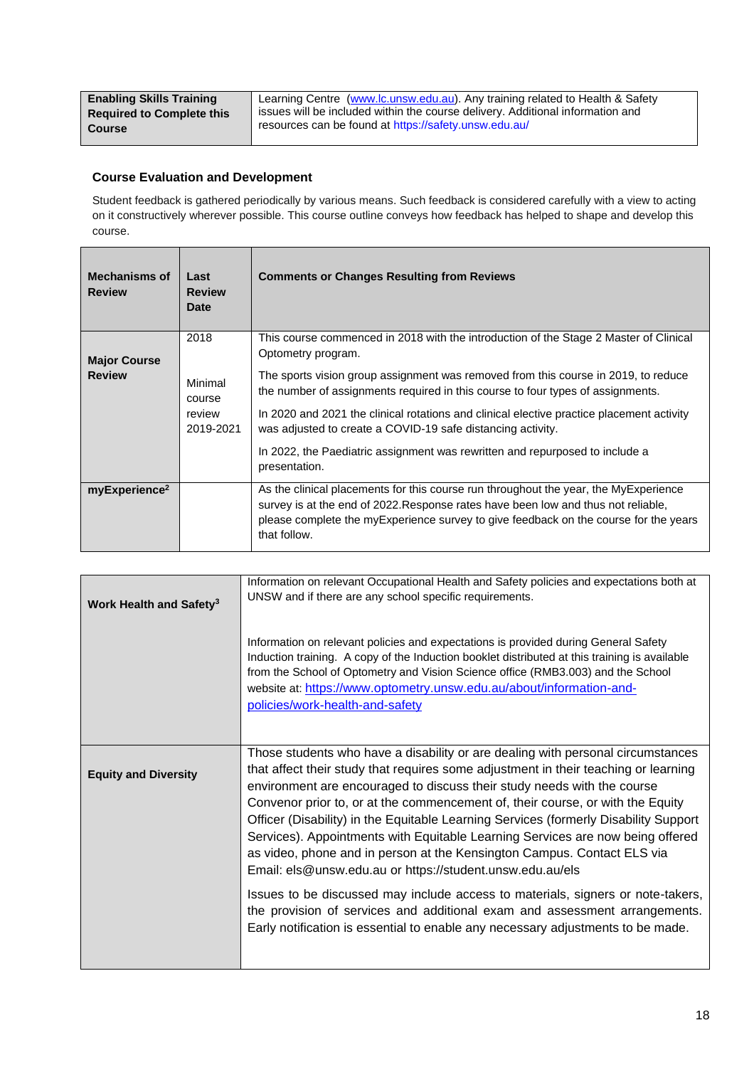| **Enabling Skills Training Required to Complete this Course** | Learning Centre (www.lc.unsw.edu.au). Any training related to Health & Safety issues will be included within the course delivery. Additional information and resources can be found at https://safety.unsw.edu.au/ |
|---|---|

### Course Evaluation and Development

Student feedback is gathered periodically by various means. Such feedback is considered carefully with a view to acting on it constructively wherever possible. This course outline conveys how feedback has helped to shape and develop this course.

| **Mechanisms of Review** | **Last Review Date** | **Comments or Changes Resulting from Reviews** |
|---|---|---|
| **Major Course Review** | 2018<br><br>Minimal course review 2019-2021 | This course commenced in 2018 with the introduction of the Stage 2 Master of Clinical Optometry program.<br><br>The sports vision group assignment was removed from this course in 2019, to reduce the number of assignments required in this course to four types of assignments.<br><br>In 2020 and 2021 the clinical rotations and clinical elective practice placement activity was adjusted to create a COVID-19 safe distancing activity.<br><br>In 2022, the Paediatric assignment was rewritten and repurposed to include a presentation. |
| **myExperience[2]** | | As the clinical placements for this course run throughout the year, the MyExperience survey is at the end of 2022.Response rates have been low and thus not reliable, please complete the myExperience survey to give feedback on the course for the years that follow. |

| **Work Health and Safety[3]** | Information on relevant Occupational Health and Safety policies and expectations both at UNSW and if there are any school specific requirements.<br><br>Information on relevant policies and expectations is provided during General Safety Induction training. A copy of the Induction booklet distributed at this training is available from the School of Optometry and Vision Science office (RMB3.003) and the School website at: https://www.optometry.unsw.edu.au/about/information-and-policies/work-health-and-safety |
|---|---|
| **Equity and Diversity** | Those students who have a disability or are dealing with personal circumstances that affect their study that requires some adjustment in their teaching or learning environment are encouraged to discuss their study needs with the course Convenor prior to, or at the commencement of, their course, or with the Equity Officer (Disability) in the Equitable Learning Services (formerly Disability Support Services). Appointments with Equitable Learning Services are now being offered as video, phone and in person at the Kensington Campus. Contact ELS via Email: els@unsw.edu.au or https://student.unsw.edu.au/els<br><br>Issues to be discussed may include access to materials, signers or note-takers, the provision of services and additional exam and assessment arrangements. Early notification is essential to enable any necessary adjustments to be made. |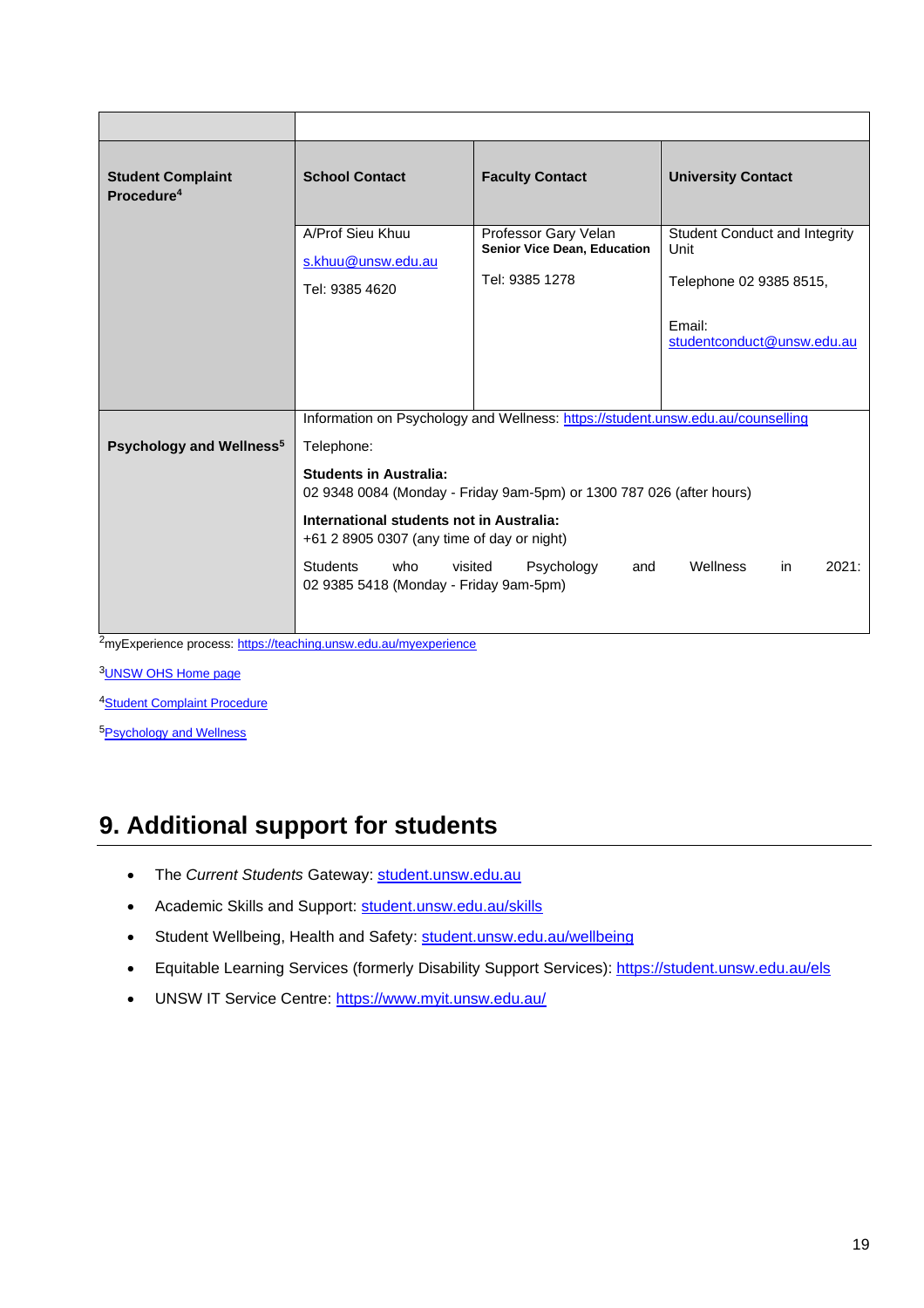| | | | |
|---|---|---|---|
| **Student Complaint Procedure**[4] | **School Contact** | **Faculty Contact** | **University Contact** |
| | A/Prof Sieu Khuu<br>s.khuu@unsw.edu.au<br>Tel: 9385 4620 | Professor Gary Velan<br>**Senior Vice Dean, Education**<br>Tel: 9385 1278 | Student Conduct and Integrity Unit<br>Telephone 02 9385 8515,<br>Email: studentconduct@unsw.edu.au |
| **Psychology and Wellness**[5] | Information on Psychology and Wellness: https://student.unsw.edu.au/counselling<br>Telephone:<br>**Students in Australia:**<br>02 9348 0084 (Monday - Friday 9am-5pm) or 1300 787 026 (after hours)<br>**International students not in Australia:**<br>+61 2 8905 0307 (any time of day or night)<br>Students who visited Psychology and Wellness in 2021: 02 9385 5418 (Monday - Friday 9am-5pm) | | |

[2]myExperience process: https://teaching.unsw.edu.au/myexperience

[3]UNSW OHS Home page

[4]Student Complaint Procedure

[5]Psychology and Wellness

# 9. Additional support for students

- The *Current Students* Gateway: student.unsw.edu.au
- Academic Skills and Support: student.unsw.edu.au/skills
- Student Wellbeing, Health and Safety: student.unsw.edu.au/wellbeing
- Equitable Learning Services (formerly Disability Support Services): https://student.unsw.edu.au/els
- UNSW IT Service Centre: https://www.myit.unsw.edu.au/